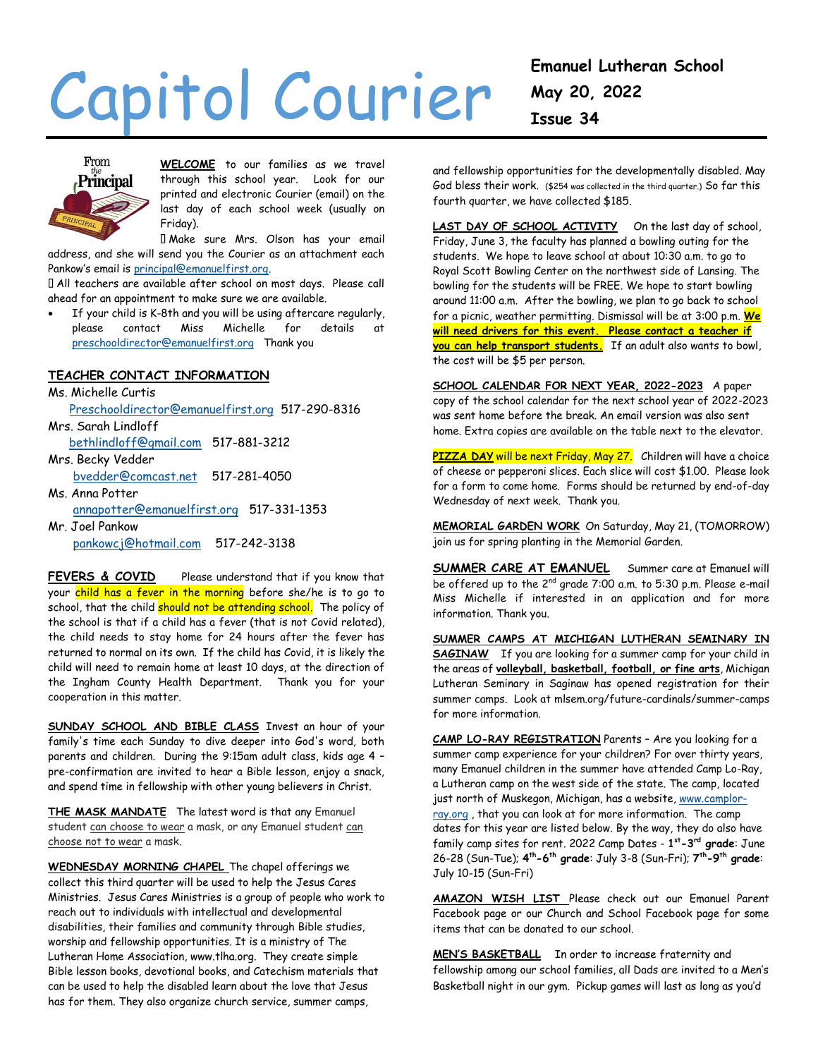# Capitol Courier

**Emanuel Lutheran School**
**May 20, 2022**
**Issue 34**

From the Principal

**WELCOME** to our families as we travel through this school year. Look for our printed and electronic Courier (email) on the last day of each school week (usually on Friday).

 Make sure Mrs. Olson has your email address, and she will send you the Courier as an attachment each Pankow's email is principal@emanuelfirst.org.

 All teachers are available after school on most days. Please call ahead for an appointment to make sure we are available.

- If your child is K-8th and you will be using aftercare regularly, please contact Miss Michelle for details at preschooldirector@emanuelfirst.org Thank you

**TEACHER CONTACT INFORMATION**

Ms. Michelle Curtis
Preschooldirector@emanuelfirst.org 517-290-8316
Mrs. Sarah Lindloff
bethlindloff@gmail.com 517-881-3212
Mrs. Becky Vedder
bvedder@comcast.net 517-281-4050
Ms. Anna Potter
annapotter@emanuelfirst.org 517-331-1353
Mr. Joel Pankow
pankowcj@hotmail.com 517-242-3138

**FEVERS & COVID** Please understand that if you know that your child has a fever in the morning before she/he is to go to school, that the child should not be attending school. The policy of the school is that if a child has a fever (that is not Covid related), the child needs to stay home for 24 hours after the fever has returned to normal on its own. If the child has Covid, it is likely the child will need to remain home at least 10 days, at the direction of the Ingham County Health Department. Thank you for your cooperation in this matter.

**SUNDAY SCHOOL AND BIBLE CLASS** Invest an hour of your family's time each Sunday to dive deeper into God's word, both parents and children. During the 9:15am adult class, kids age 4 – pre-confirmation are invited to hear a Bible lesson, enjoy a snack, and spend time in fellowship with other young believers in Christ.

**THE MASK MANDATE** The latest word is that any Emanuel student can choose to wear a mask, or any Emanuel student can choose not to wear a mask.

**WEDNESDAY MORNING CHAPEL** The chapel offerings we collect this third quarter will be used to help the Jesus Cares Ministries. Jesus Cares Ministries is a group of people who work to reach out to individuals with intellectual and developmental disabilities, their families and community through Bible studies, worship and fellowship opportunities. It is a ministry of The Lutheran Home Association, www.tlha.org. They create simple Bible lesson books, devotional books, and Catechism materials that can be used to help the disabled learn about the love that Jesus has for them. They also organize church service, summer camps, and fellowship opportunities for the developmentally disabled. May God bless their work. ($254 was collected in the third quarter.) So far this fourth quarter, we have collected $185.

**LAST DAY OF SCHOOL ACTIVITY** On the last day of school, Friday, June 3, the faculty has planned a bowling outing for the students. We hope to leave school at about 10:30 a.m. to go to Royal Scott Bowling Center on the northwest side of Lansing. The bowling for the students will be FREE. We hope to start bowling around 11:00 a.m. After the bowling, we plan to go back to school for a picnic, weather permitting. Dismissal will be at 3:00 p.m. **We will need drivers for this event. Please contact a teacher if you can help transport students.** If an adult also wants to bowl, the cost will be $5 per person.

**SCHOOL CALENDAR FOR NEXT YEAR, 2022-2023** A paper copy of the school calendar for the next school year of 2022-2023 was sent home before the break. An email version was also sent home. Extra copies are available on the table next to the elevator.

**PIZZA DAY** will be next Friday, May 27. Children will have a choice of cheese or pepperoni slices. Each slice will cost $1.00. Please look for a form to come home. Forms should be returned by end-of-day Wednesday of next week. Thank you.

**MEMORIAL GARDEN WORK** On Saturday, May 21, (TOMORROW) join us for spring planting in the Memorial Garden.

**SUMMER CARE AT EMANUEL** Summer care at Emanuel will be offered up to the 2nd grade 7:00 a.m. to 5:30 p.m. Please e-mail Miss Michelle if interested in an application and for more information. Thank you.

**SUMMER CAMPS AT MICHIGAN LUTHERAN SEMINARY IN SAGINAW** If you are looking for a summer camp for your child in the areas of **volleyball, basketball, football, or fine arts**, Michigan Lutheran Seminary in Saginaw has opened registration for their summer camps. Look at mlsem.org/future-cardinals/summer-camps for more information.

**CAMP LO-RAY REGISTRATION** Parents – Are you looking for a summer camp experience for your children? For over thirty years, many Emanuel children in the summer have attended Camp Lo-Ray, a Lutheran camp on the west side of the state. The camp, located just north of Muskegon, Michigan, has a website, www.camplor-ray.org , that you can look at for more information. The camp dates for this year are listed below. By the way, they do also have family camp sites for rent. 2022 Camp Dates - **1st-3rd grade**: June 26-28 (Sun-Tue); **4th-6th grade**: July 3-8 (Sun-Fri); **7th-9th grade**: July 10-15 (Sun-Fri)

**AMAZON WISH LIST** Please check out our Emanuel Parent Facebook page or our Church and School Facebook page for some items that can be donated to our school.

**MEN'S BASKETBALL** In order to increase fraternity and fellowship among our school families, all Dads are invited to a Men's Basketball night in our gym. Pickup games will last as long as you'd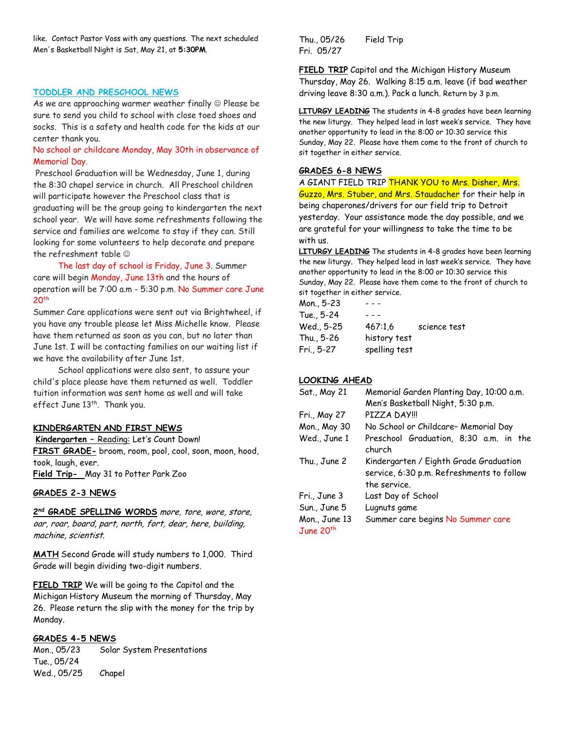like. Contact Pastor Voss with any questions. The next scheduled Men's Basketball Night is Sat, May 21, at **5:30PM**.

## TODDLER AND PRESCHOOL NEWS

As we are approaching warmer weather finally ☺ Please be sure to send you child to school with close toed shoes and socks. This is a safety and health code for the kids at our center thank you.

No school or childcare Monday, May 30th in observance of Memorial Day.

Preschool Graduation will be Wednesday, June 1, during the 8:30 chapel service in church. All Preschool children will participate however the Preschool class that is graduating will be the group going to kindergarten the next school year. We will have some refreshments following the service and families are welcome to stay if they can. Still looking for some volunteers to help decorate and prepare the refreshment table ☺

The last day of school is Friday, June 3. Summer care will begin Monday, June 13th and the hours of operation will be 7:00 a.m - 5:30 p.m. No Summer care June 20th

Summer Care applications were sent out via Brightwheel, if you have any trouble please let Miss Michelle know. Please have them returned as soon as you can, but no later than June 1st. I will be contacting families on our waiting list if we have the availability after June 1st.

School applications were also sent, to assure your child's place please have them returned as well. Toddler tuition information was sent home as well and will take effect June 13th. Thank you.

## KINDERGARTEN AND FIRST NEWS

**Kindergarten –** Reading: Let's Count Down!

**FIRST GRADE-** broom, room, pool, cool, soon, moon, hood, took, laugh, ever.

**Field Trip-** May 31 to Potter Park Zoo

## GRADES 2-3 NEWS

**2nd GRADE SPELLING WORDS** *more, tore, wore, store, oar, roar, board, part, north, fort, dear, here, building, machine, scientist.*

**MATH** Second Grade will study numbers to 1,000. Third Grade will begin dividing two-digit numbers.

**FIELD TRIP** We will be going to the Capitol and the Michigan History Museum the morning of Thursday, May 26. Please return the slip with the money for the trip by Monday.

## GRADES 4-5 NEWS

| | |
|---|---|
| Mon., 05/23 | Solar System Presentations |
| Tue., 05/24 | |
| Wed., 05/25 | Chapel |
| Thu., 05/26 | Field Trip |
| Fri. 05/27 | |

**FIELD TRIP** Capitol and the Michigan History Museum Thursday, May 26. Walking 8:15 a.m. leave (if bad weather driving leave 8:30 a.m.). Pack a lunch. Return by 3 p.m.

**LITURGY LEADING** The students in 4-8 grades have been learning the new liturgy. They helped lead in last week's service. They have another opportunity to lead in the 8:00 or 10:30 service this Sunday, May 22. Please have them come to the front of church to sit together in either service.

## GRADES 6-8 NEWS

A GIANT FIELD TRIP THANK YOU to Mrs. Disher, Mrs. Guzzo, Mrs. Stuber, and Mrs. Staudacher for their help in being chaperones/drivers for our field trip to Detroit yesterday. Your assistance made the day possible, and we are grateful for your willingness to take the time to be with us.

**LITURGY LEADING** The students in 4-8 grades have been learning the new liturgy. They helped lead in last week's service. They have another opportunity to lead in the 8:00 or 10:30 service this Sunday, May 22. Please have them come to the front of church to sit together in either service.

| | | |
|---|---|---|
| Mon., 5-23 | - - - | |
| Tue., 5-24 | - - - | |
| Wed., 5-25 | 467:1,6 | science test |
| Thu., 5-26 | history test | |
| Fri., 5-27 | spelling test | |

## LOOKING AHEAD

| | |
|---|---|
| Sat., May 21 | Memorial Garden Planting Day, 10:00 a.m. Men's Basketball Night, 5:30 p.m. |
| Fri., May 27 | PIZZA DAY!!! |
| Mon., May 30 | No School or Childcare– Memorial Day |
| Wed., June 1 | Preschool Graduation, 8;30 a.m. in the church |
| Thu., June 2 | Kindergarten / Eighth Grade Graduation service, 6:30 p.m. Refreshments to follow the service. |
| Fri., June 3 | Last Day of School |
| Sun., June 5 | Lugnuts game |
| Mon., June 13 | Summer care begins No Summer care June 20th |